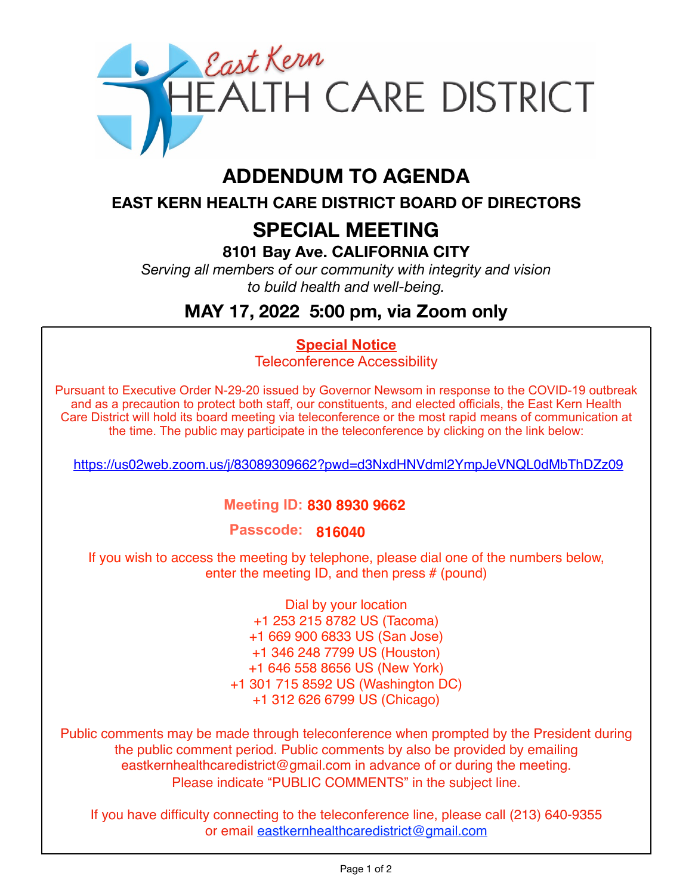East Kern HEALTH CARE DISTRICT

# ADDENDUM TO AGENDA

## EAST KERN HEALTH CARE DISTRICT BOARD OF DIRECTORS

# SPECIAL MEETING

### 8101 Bay Ave. CALIFORNIA CITY

*Serving all members of our community with integrity and vision to build health and well-being.*

## MAY 17, 2022 5:00 pm, via Zoom only

**Special Notice**

Teleconference Accessibility

Pursuant to Executive Order N-29-20 issued by Governor Newsom in response to the COVID-19 outbreak and as a precaution to protect both staff, our constituents, and elected officials, the East Kern Health Care District will hold its board meeting via teleconference or the most rapid means of communication at the time. The public may participate in the teleconference by clicking on the link below:

https://us02web.zoom.us/j/83089309662?pwd=d3NxdHNVdml2YmpJeVNQL0dMbThDZz09

**Meeting ID: 830 8930 9662**

**Passcode: 816040**

If you wish to access the meeting by telephone, please dial one of the numbers below, enter the meeting ID, and then press # (pound)

Dial by your location
+1 253 215 8782 US (Tacoma)
+1 669 900 6833 US (San Jose)
+1 346 248 7799 US (Houston)
+1 646 558 8656 US (New York)
+1 301 715 8592 US (Washington DC)
+1 312 626 6799 US (Chicago)

Public comments may be made through teleconference when prompted by the President during the public comment period. Public comments by also be provided by emailing eastkernhealthcaredistrict@gmail.com in advance of or during the meeting. Please indicate "PUBLIC COMMENTS" in the subject line.

If you have difficulty connecting to the teleconference line, please call (213) 640-9355 or email eastkernhealthcaredistrict@gmail.com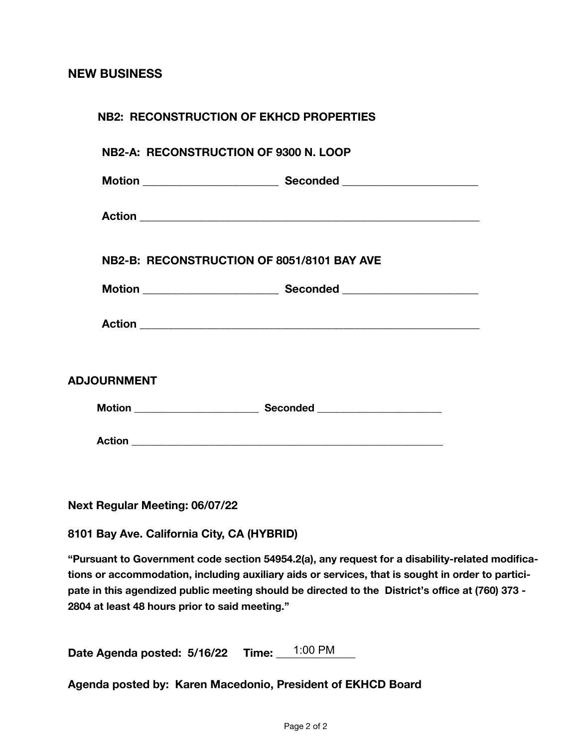## NEW BUSINESS

### NB2: RECONSTRUCTION OF EKHCD PROPERTIES

#### NB2-A: RECONSTRUCTION OF 9300 N. LOOP

**Motion** ______________________ **Seconded** ______________________

**Action** ___________________________________________________________

#### NB2-B: RECONSTRUCTION OF 8051/8101 BAY AVE

**Motion** ______________________ **Seconded** ______________________

**Action** ___________________________________________________________

## ADJOURNMENT

**Motion** ______________________ **Seconded** ______________________

**Action** ___________________________________________________________

**Next Regular Meeting: 06/07/22**

**8101 Bay Ave. California City, CA (HYBRID)**

**"Pursuant to Government code section 54954.2(a), any request for a disability-related modifications or accommodation, including auxiliary aids or services, that is sought in order to participate in this agendized public meeting should be directed to the District's office at (760) 373 - 2804 at least 48 hours prior to said meeting."**

**Date Agenda posted: 5/16/22 Time:** 1:00 PM

**Agenda posted by: Karen Macedonio, President of EKHCD Board**